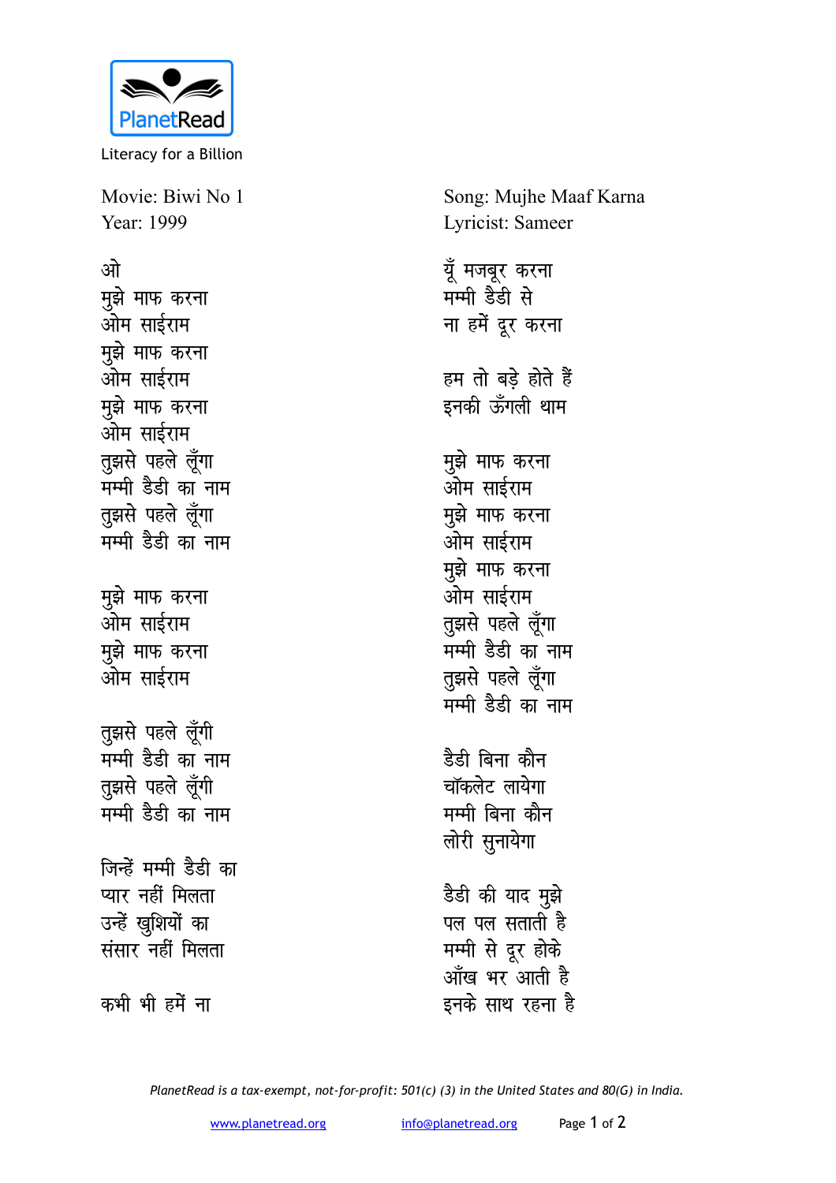PlanetRead

Literacy for a Billion

Movie: Biwi No 1
Year: 1999

Song: Mujhe Maaf Karna
Lyricist: Sameer

ओ
मुझे माफ करना
ओम साईराम
मुझे माफ करना
ओम साईराम
मुझे माफ करना
ओम साईराम
तुझसे पहले लूँगा
मम्मी डैडी का नाम
तुझसे पहले लूँगा
मम्मी डैडी का नाम

मुझे माफ करना
ओम साईराम
मुझे माफ करना
ओम साईराम

तुझसे पहले लूँगी
मम्मी डैडी का नाम
तुझसे पहले लूँगी
मम्मी डैडी का नाम

जिन्हें मम्मी डैडी का
प्यार नहीं मिलता
उन्हें खुशियों का
संसार नहीं मिलता

कभी भी हमें ना
यूँ मजबूर करना
मम्मी डैडी से
ना हमें दूर करना

हम तो बड़े होते हैं
इनकी ऊँगली थाम

मुझे माफ करना
ओम साईराम
मुझे माफ करना
ओम साईराम
मुझे माफ करना
ओम साईराम
तुझसे पहले लूँगा
मम्मी डैडी का नाम
तुझसे पहले लूँगा
मम्मी डैडी का नाम

डैडी बिना कौन
चॉकलेट लायेगा
मम्मी बिना कौन
लोरी सुनायेगा

डैडी की याद मुझे
पल पल सताती है
मम्मी से दूर होके
आँख भर आती है
इनके साथ रहना है

*PlanetRead is a tax-exempt, not-for-profit: 501(c) (3) in the United States and 80(G) in India.*

www.planetread.org info@planetread.org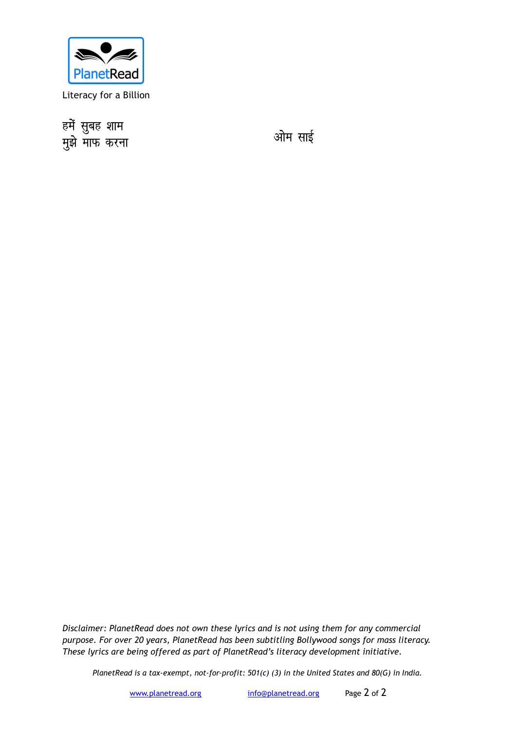हमें सुबह शाम
मुझे माफ करना

ओम साई

*Disclaimer: PlanetRead does not own these lyrics and is not using them for any commercial purpose. For over 20 years, PlanetRead has been subtitling Bollywood songs for mass literacy. These lyrics are being offered as part of PlanetRead's literacy development initiative.*

*PlanetRead is a tax-exempt, not-for-profit: 501(c) (3) in the United States and 80(G) in India.*